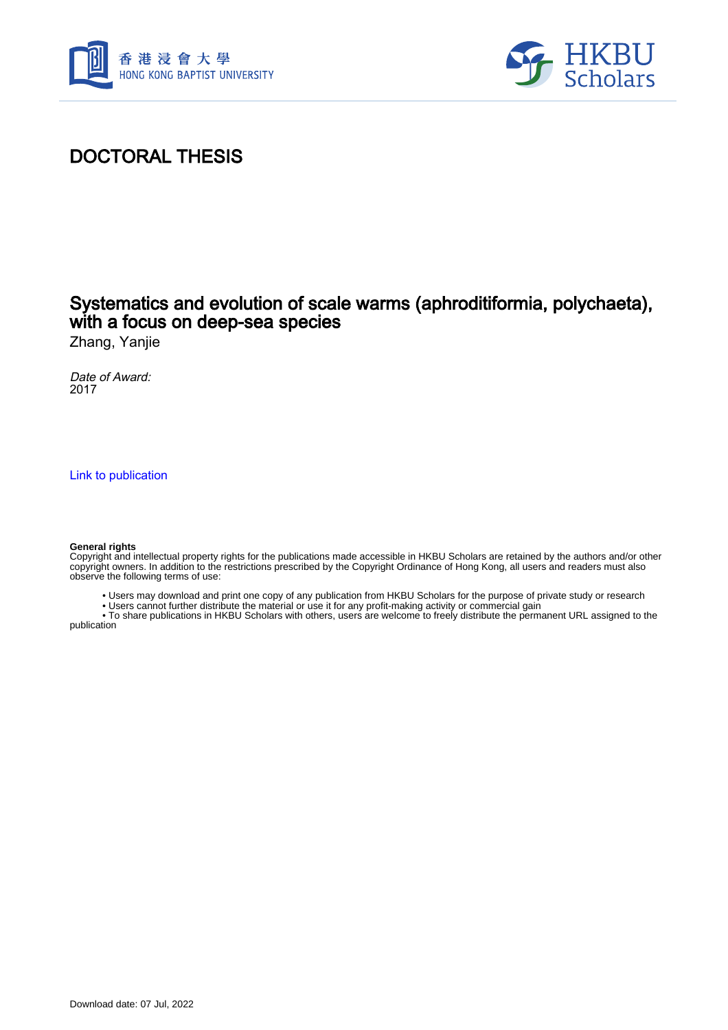# DOCTORAL THESIS

## Systematics and evolution of scale warms (aphroditiformia, polychaeta), with a focus on deep-sea species

Zhang, Yanjie

*Date of Award:*
2017

[Link to publication](#)

**General rights**
Copyright and intellectual property rights for the publications made accessible in HKBU Scholars are retained by the authors and/or other copyright owners. In addition to the restrictions prescribed by the Copyright Ordinance of Hong Kong, all users and readers must also observe the following terms of use:

- Users may download and print one copy of any publication from HKBU Scholars for the purpose of private study or research
- Users cannot further distribute the material or use it for any profit-making activity or commercial gain
- To share publications in HKBU Scholars with others, users are welcome to freely distribute the permanent URL assigned to the publication

Download date: 07 Jul, 2022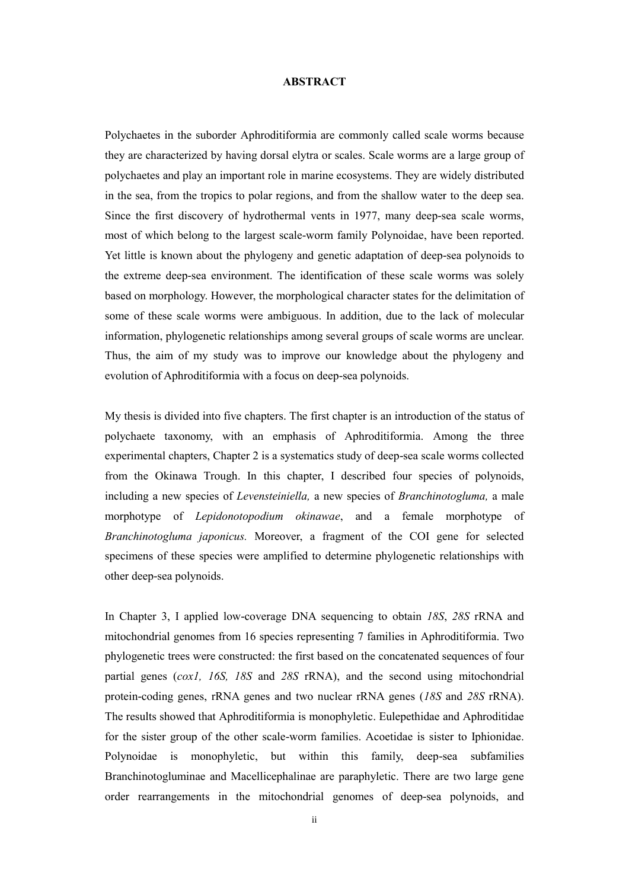**ABSTRACT**

Polychaetes in the suborder Aphroditiformia are commonly called scale worms because they are characterized by having dorsal elytra or scales. Scale worms are a large group of polychaetes and play an important role in marine ecosystems. They are widely distributed in the sea, from the tropics to polar regions, and from the shallow water to the deep sea. Since the first discovery of hydrothermal vents in 1977, many deep-sea scale worms, most of which belong to the largest scale-worm family Polynoidae, have been reported. Yet little is known about the phylogeny and genetic adaptation of deep-sea polynoids to the extreme deep-sea environment. The identification of these scale worms was solely based on morphology. However, the morphological character states for the delimitation of some of these scale worms were ambiguous. In addition, due to the lack of molecular information, phylogenetic relationships among several groups of scale worms are unclear. Thus, the aim of my study was to improve our knowledge about the phylogeny and evolution of Aphroditiformia with a focus on deep-sea polynoids.

My thesis is divided into five chapters. The first chapter is an introduction of the status of polychaete taxonomy, with an emphasis of Aphroditiformia. Among the three experimental chapters, Chapter 2 is a systematics study of deep-sea scale worms collected from the Okinawa Trough. In this chapter, I described four species of polynoids, including a new species of *Levensteiniella,* a new species of *Branchinotogluma,* a male morphotype of *Lepidonotopodium okinawae*, and a female morphotype of *Branchinotogluma japonicus.* Moreover, a fragment of the COI gene for selected specimens of these species were amplified to determine phylogenetic relationships with other deep-sea polynoids.

In Chapter 3, I applied low-coverage DNA sequencing to obtain *18S*, *28S* rRNA and mitochondrial genomes from 16 species representing 7 families in Aphroditiformia. Two phylogenetic trees were constructed: the first based on the concatenated sequences of four partial genes (*cox1, 16S, 18S* and *28S* rRNA), and the second using mitochondrial protein-coding genes, rRNA genes and two nuclear rRNA genes (*18S* and *28S* rRNA). The results showed that Aphroditiformia is monophyletic. Eulepethidae and Aphroditidae for the sister group of the other scale-worm families. Acoetidae is sister to Iphionidae. Polynoidae is monophyletic, but within this family, deep-sea subfamilies Branchinotogluminae and Macellicephalinae are paraphyletic. There are two large gene order rearrangements in the mitochondrial genomes of deep-sea polynoids, and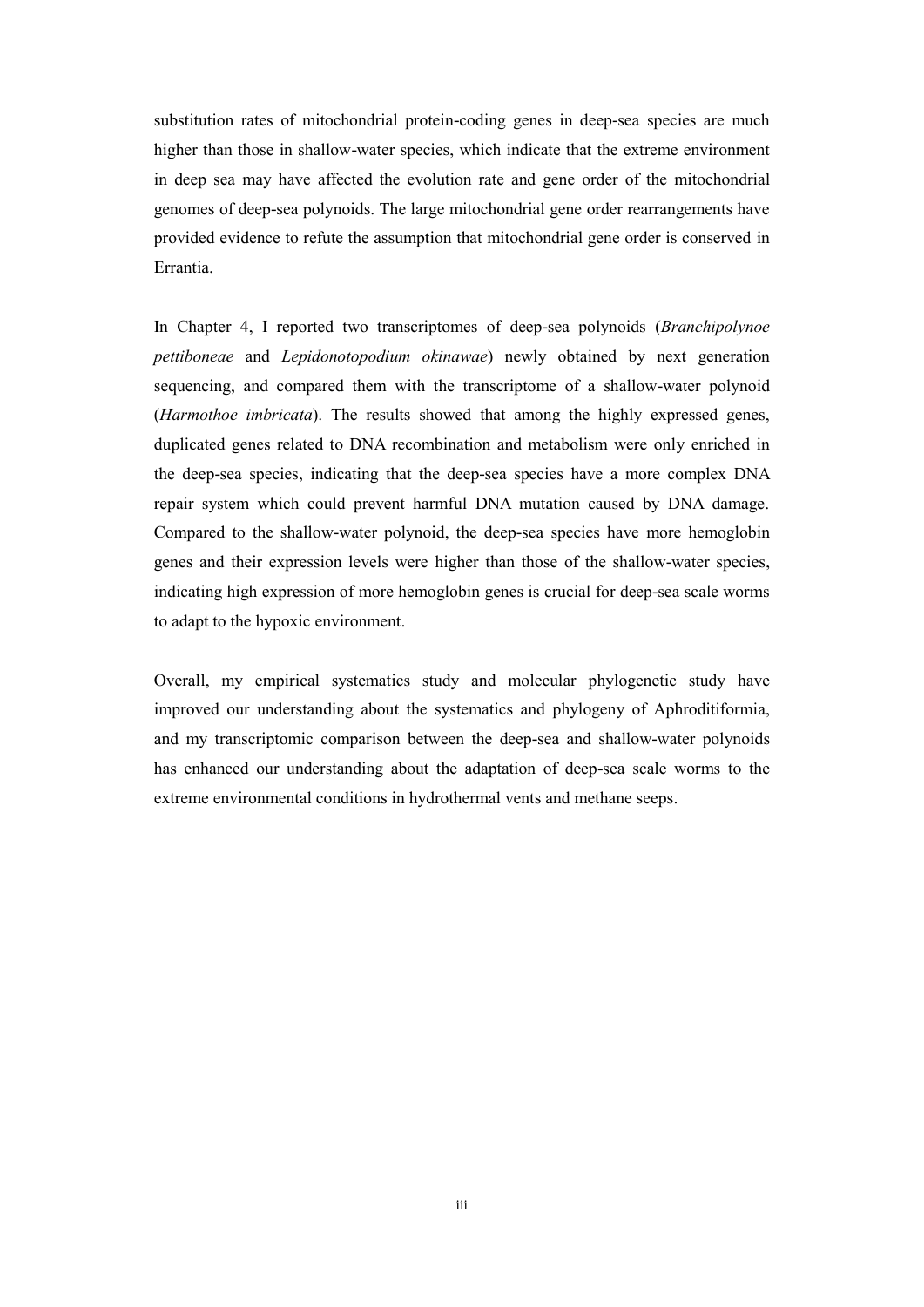substitution rates of mitochondrial protein-coding genes in deep-sea species are much higher than those in shallow-water species, which indicate that the extreme environment in deep sea may have affected the evolution rate and gene order of the mitochondrial genomes of deep-sea polynoids. The large mitochondrial gene order rearrangements have provided evidence to refute the assumption that mitochondrial gene order is conserved in Errantia.

In Chapter 4, I reported two transcriptomes of deep-sea polynoids (*Branchipolynoe pettiboneae* and *Lepidonotopodium okinawae*) newly obtained by next generation sequencing, and compared them with the transcriptome of a shallow-water polynoid (*Harmothoe imbricata*). The results showed that among the highly expressed genes, duplicated genes related to DNA recombination and metabolism were only enriched in the deep-sea species, indicating that the deep-sea species have a more complex DNA repair system which could prevent harmful DNA mutation caused by DNA damage. Compared to the shallow-water polynoid, the deep-sea species have more hemoglobin genes and their expression levels were higher than those of the shallow-water species, indicating high expression of more hemoglobin genes is crucial for deep-sea scale worms to adapt to the hypoxic environment.

Overall, my empirical systematics study and molecular phylogenetic study have improved our understanding about the systematics and phylogeny of Aphroditiformia, and my transcriptomic comparison between the deep-sea and shallow-water polynoids has enhanced our understanding about the adaptation of deep-sea scale worms to the extreme environmental conditions in hydrothermal vents and methane seeps.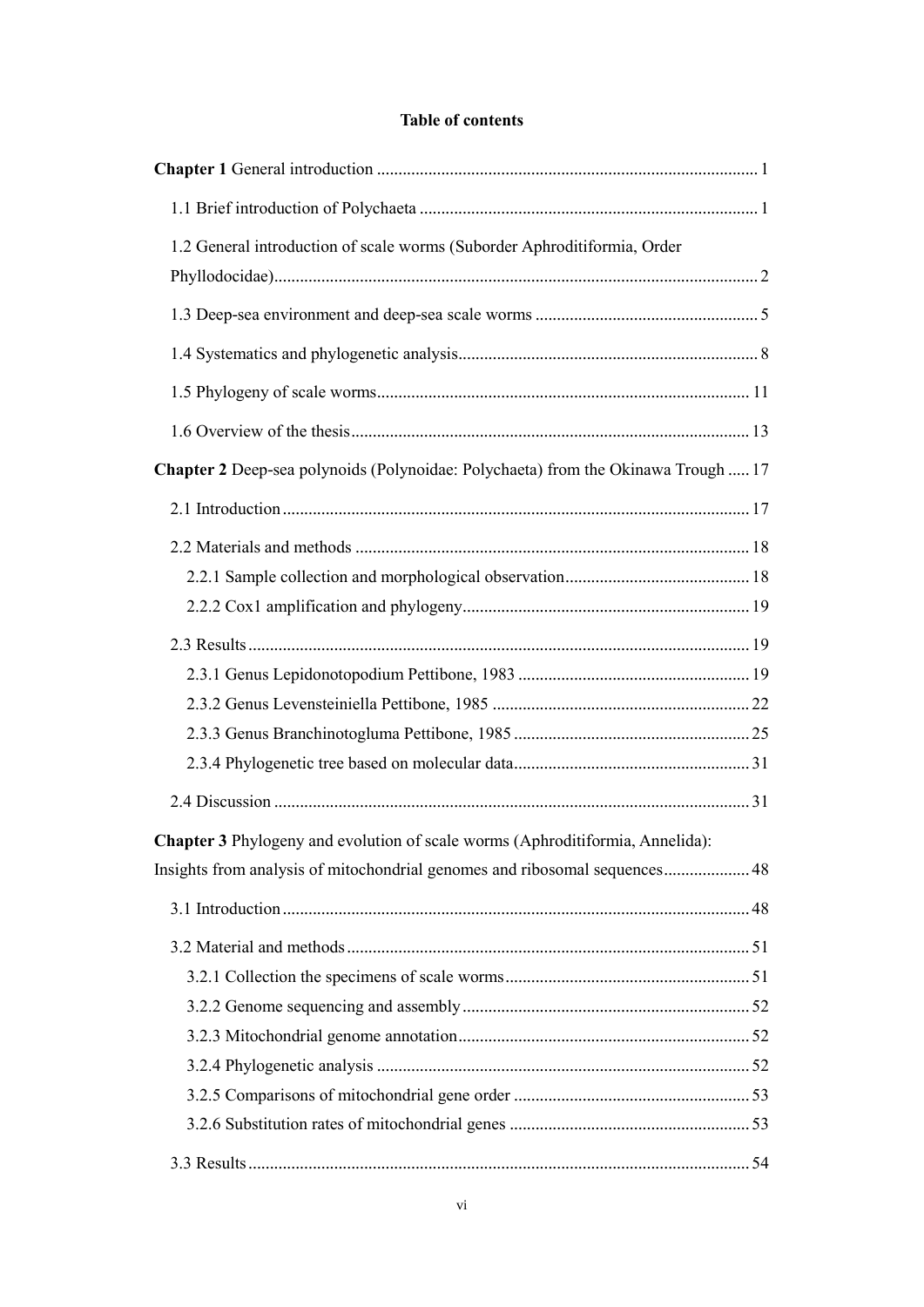# Table of contents

**Chapter 1** General introduction ........................................................................................ 1

1.1 Brief introduction of Polychaeta .............................................................................. 1

1.2 General introduction of scale worms (Suborder Aphroditiformia, Order Phyllodocidae)............................................................................................................... 2

1.3 Deep-sea environment and deep-sea scale worms .................................................... 5

1.4 Systematics and phylogenetic analysis..................................................................... 8

1.5 Phylogeny of scale worms...................................................................................... 11

1.6 Overview of the thesis............................................................................................ 13

**Chapter 2** Deep-sea polynoids (Polynoidae: Polychaeta) from the Okinawa Trough ..... 17

2.1 Introduction ............................................................................................................ 17

2.2 Materials and methods ........................................................................................... 18

2.2.1 Sample collection and morphological observation........................................... 18

2.2.2 Cox1 amplification and phylogeny.................................................................. 19

2.3 Results .................................................................................................................... 19

2.3.1 Genus Lepidonotopodium Pettibone, 1983 ...................................................... 19

2.3.2 Genus Levensteiniella Pettibone, 1985 ............................................................ 22

2.3.3 Genus Branchinotogluma Pettibone, 1985 ....................................................... 25

2.3.4 Phylogenetic tree based on molecular data....................................................... 31

2.4 Discussion .............................................................................................................. 31

**Chapter 3** Phylogeny and evolution of scale worms (Aphroditiformia, Annelida): Insights from analysis of mitochondrial genomes and ribosomal sequences.................... 48

3.1 Introduction ............................................................................................................ 48

3.2 Material and methods ............................................................................................. 51

3.2.1 Collection the specimens of scale worms......................................................... 51

3.2.2 Genome sequencing and assembly................................................................... 52

3.2.3 Mitochondrial genome annotation.................................................................... 52

3.2.4 Phylogenetic analysis ....................................................................................... 52

3.2.5 Comparisons of mitochondrial gene order ....................................................... 53

3.2.6 Substitution rates of mitochondrial genes ........................................................ 53

3.3 Results .................................................................................................................... 54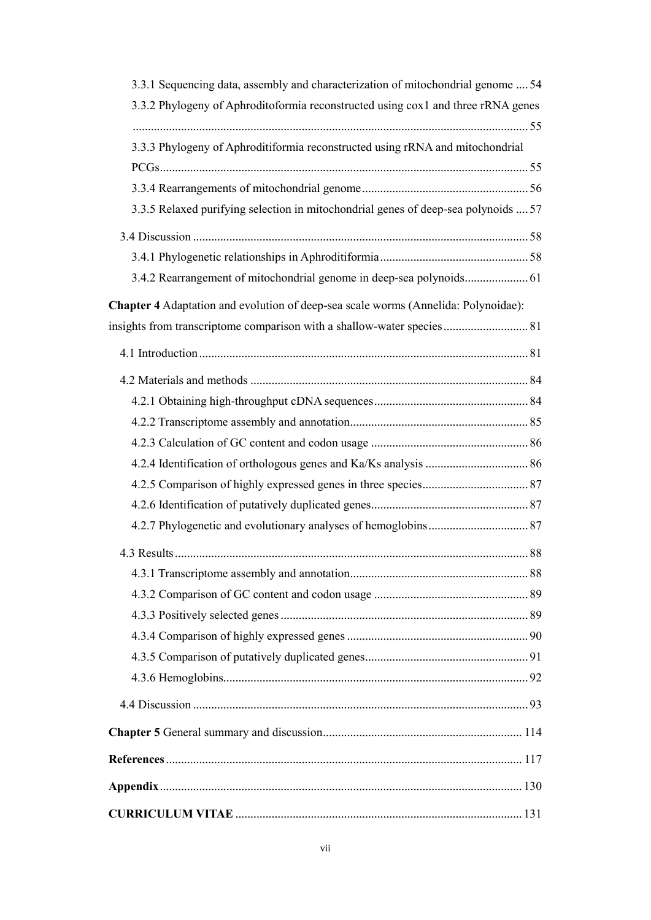3.3.1 Sequencing data, assembly and characterization of mitochondrial genome .... 54

3.3.2 Phylogeny of Aphroditoformia reconstructed using cox1 and three rRNA genes ................................................................................................................................ 55

3.3.3 Phylogeny of Aphroditiformia reconstructed using rRNA and mitochondrial PCGs........................................................................................................................ 55

3.3.4 Rearrangements of mitochondrial genome...................................................... 56

3.3.5 Relaxed purifying selection in mitochondrial genes of deep-sea polynoids .... 57

3.4 Discussion ............................................................................................................ 58

3.4.1 Phylogenetic relationships in Aphroditiformia ................................................ 58

3.4.2 Rearrangement of mitochondrial genome in deep-sea polynoids..................... 61

**Chapter 4** Adaptation and evolution of deep-sea scale worms (Annelida: Polynoidae): insights from transcriptome comparison with a shallow-water species ........................... 81

4.1 Introduction ........................................................................................................... 81

4.2 Materials and methods .......................................................................................... 84

4.2.1 Obtaining high-throughput cDNA sequences .................................................. 84

4.2.2 Transcriptome assembly and annotation.......................................................... 85

4.2.3 Calculation of GC content and codon usage ................................................... 86

4.2.4 Identification of orthologous genes and Ka/Ks analysis ................................. 86

4.2.5 Comparison of highly expressed genes in three species.................................. 87

4.2.6 Identification of putatively duplicated genes................................................... 87

4.2.7 Phylogenetic and evolutionary analyses of hemoglobins................................. 87

4.3 Results................................................................................................................... 88

4.3.1 Transcriptome assembly and annotation.......................................................... 88

4.3.2 Comparison of GC content and codon usage .................................................. 89

4.3.3 Positively selected genes ................................................................................. 89

4.3.4 Comparison of highly expressed genes ........................................................... 90

4.3.5 Comparison of putatively duplicated genes..................................................... 91

4.3.6 Hemoglobins.................................................................................................... 92

4.4 Discussion ............................................................................................................ 93

**Chapter 5** General summary and discussion................................................................. 114

**References**..................................................................................................................... 117

**Appendix**....................................................................................................................... 130

**CURRICULUM VITAE** ............................................................................................. 131